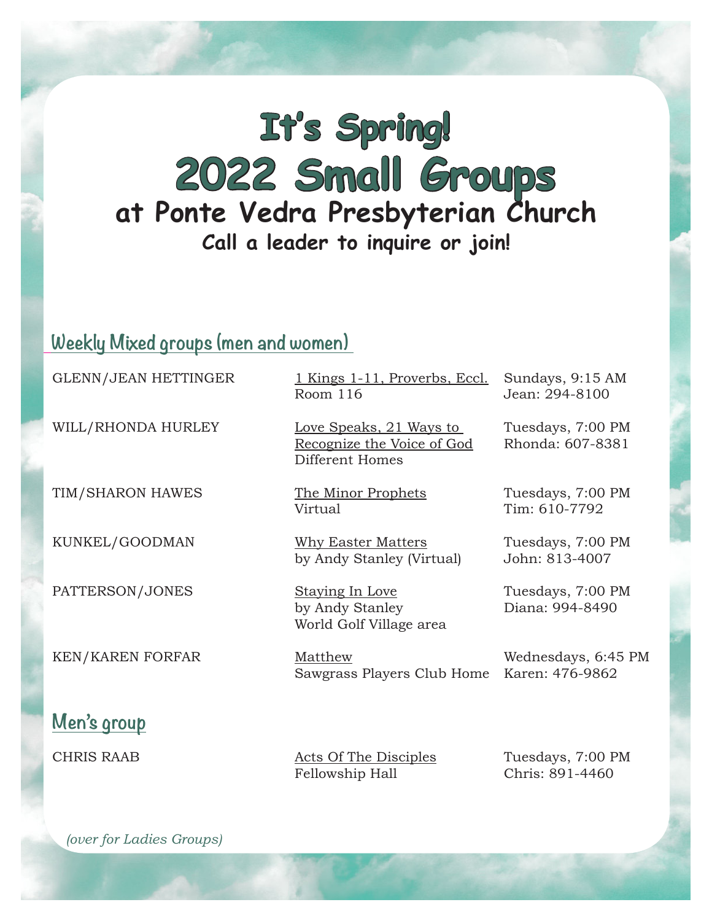# It's Spring!
# 2022 Small Groups
## at Ponte Vedra Presbyterian Church
### Call a leader to inquire or join!

## Weekly Mixed groups (men and women)

| Leaders | Study / Location | Time / Contact |
|---|---|---|
| GLENN/JEAN HETTINGER | 1 Kings 1-11, Proverbs, Eccl.<br>Room 116 | Sundays, 9:15 AM<br>Jean: 294-8100 |
| WILL/RHONDA HURLEY | Love Speaks, 21 Ways to Recognize the Voice of God<br>Different Homes | Tuesdays, 7:00 PM<br>Rhonda: 607-8381 |
| TIM/SHARON HAWES | The Minor Prophets<br>Virtual | Tuesdays, 7:00 PM<br>Tim: 610-7792 |
| KUNKEL/GOODMAN | Why Easter Matters<br>by Andy Stanley (Virtual) | Tuesdays, 7:00 PM<br>John: 813-4007 |
| PATTERSON/JONES | Staying In Love<br>by Andy Stanley<br>World Golf Village area | Tuesdays, 7:00 PM<br>Diana: 994-8490 |
| KEN/KAREN FORFAR | Matthew<br>Sawgrass Players Club Home | Wednesdays, 6:45 PM<br>Karen: 476-9862 |

## Men's group

| Leader | Study / Location | Time / Contact |
|---|---|---|
| CHRIS RAAB | Acts Of The Disciples<br>Fellowship Hall | Tuesdays, 7:00 PM<br>Chris: 891-4460 |

*(over for Ladies Groups)*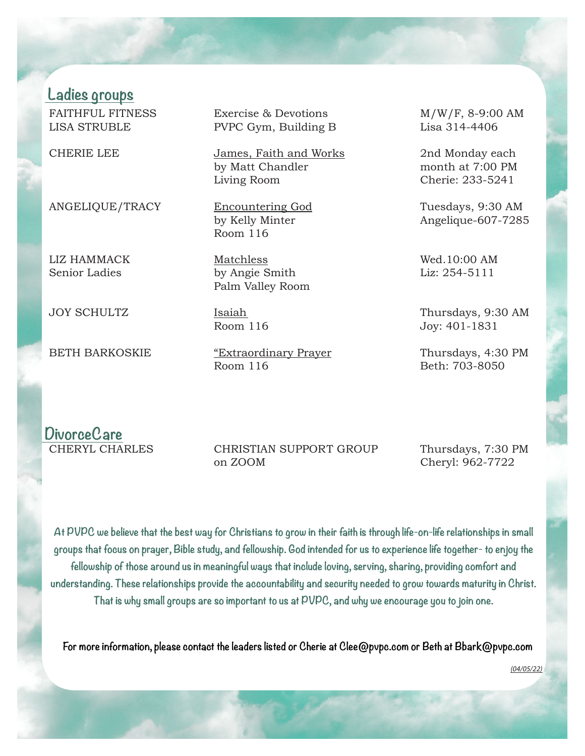## Ladies groups

| | | |
|---|---|---|
| FAITHFUL FITNESS<br>LISA STRUBLE | Exercise & Devotions<br>PVPC Gym, Building B | M/W/F, 8-9:00 AM<br>Lisa 314-4406 |
| CHERIE LEE | James, Faith and Works<br>by Matt Chandler<br>Living Room | 2nd Monday each month at 7:00 PM<br>Cherie: 233-5241 |
| ANGELIQUE/TRACY | Encountering God<br>by Kelly Minter<br>Room 116 | Tuesdays, 9:30 AM<br>Angelique-607-7285 |
| LIZ HAMMACK<br>Senior Ladies | Matchless<br>by Angie Smith<br>Palm Valley Room | Wed.10:00 AM<br>Liz: 254-5111 |
| JOY SCHULTZ | Isaiah<br>Room 116 | Thursdays, 9:30 AM<br>Joy: 401-1831 |
| BETH BARKOSKIE | "Extraordinary Prayer<br>Room 116 | Thursdays, 4:30 PM<br>Beth: 703-8050 |

## DivorceCare

| | | |
|---|---|---|
| CHERYL CHARLES | CHRISTIAN SUPPORT GROUP<br>on ZOOM | Thursdays, 7:30 PM<br>Cheryl: 962-7722 |

At PVPC we believe that the best way for Christians to grow in their faith is through life-on-life relationships in small groups that focus on prayer, Bible study, and fellowship. God intended for us to experience life together- to enjoy the fellowship of those around us in meaningful ways that include loving, serving, sharing, providing comfort and understanding. These relationships provide the accountability and security needed to grow towards maturity in Christ. That is why small groups are so important to us at PVPC, and why we encourage you to join one.

**For more information, please contact the leaders listed or Cherie at Clee@pvpc.com or Beth at Bbark@pvpc.com**

*(04/05/22)*